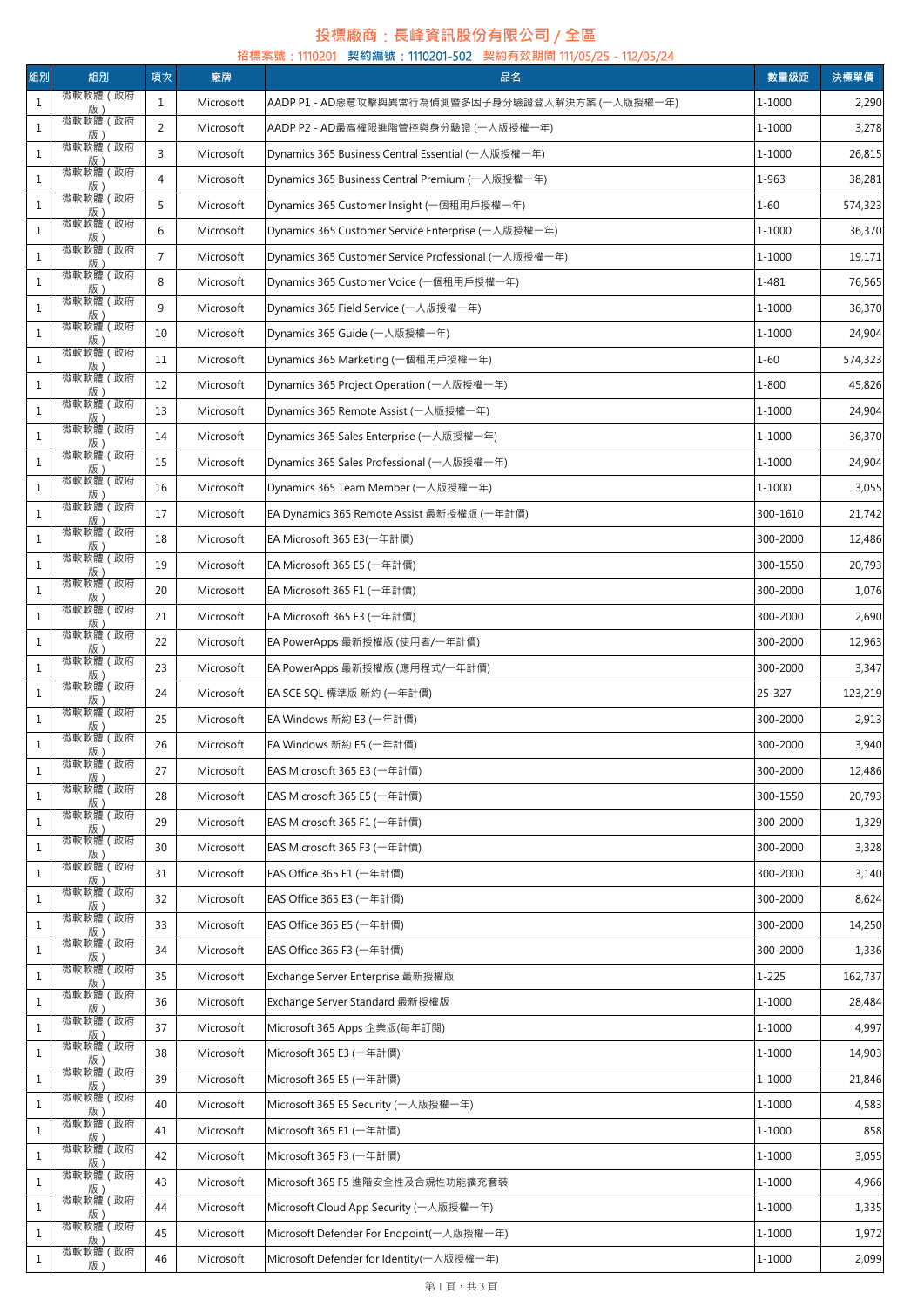# 投標廠商：長峰資訊股份有限公司 / 全區

招標案號：1110201　契約編號：1110201-502　契約有效期間 111/05/25 - 112/05/24

| 組別 | 組別 | 項次 | 廠牌 | 品名 | 數量級距 | 決標單價 |
|---|---|---|---|---|---|---|
| 1 | 微軟軟體（政府版） | 1 | Microsoft | AADP P1 - AD惡意攻擊與異常行為偵測暨多因子身分驗證登入解決方案 (一人版授權一年) | 1-1000 | 2,290 |
| 1 | 微軟軟體（政府版） | 2 | Microsoft | AADP P2 - AD最高權限進階管控與身分驗證 (一人版授權一年) | 1-1000 | 3,278 |
| 1 | 微軟軟體（政府版） | 3 | Microsoft | Dynamics 365 Business Central Essential (一人版授權一年) | 1-1000 | 26,815 |
| 1 | 微軟軟體（政府版） | 4 | Microsoft | Dynamics 365 Business Central Premium (一人版授權一年) | 1-963 | 38,281 |
| 1 | 微軟軟體（政府版） | 5 | Microsoft | Dynamics 365 Customer Insight (一個租用戶授權一年) | 1-60 | 574,323 |
| 1 | 微軟軟體（政府版） | 6 | Microsoft | Dynamics 365 Customer Service Enterprise (一人版授權一年) | 1-1000 | 36,370 |
| 1 | 微軟軟體（政府版） | 7 | Microsoft | Dynamics 365 Customer Service Professional (一人版授權一年) | 1-1000 | 19,171 |
| 1 | 微軟軟體（政府版） | 8 | Microsoft | Dynamics 365 Customer Voice (一個租用戶授權一年) | 1-481 | 76,565 |
| 1 | 微軟軟體（政府版） | 9 | Microsoft | Dynamics 365 Field Service (一人版授權一年) | 1-1000 | 36,370 |
| 1 | 微軟軟體（政府版） | 10 | Microsoft | Dynamics 365 Guide (一人版授權一年) | 1-1000 | 24,904 |
| 1 | 微軟軟體（政府版） | 11 | Microsoft | Dynamics 365 Marketing (一個租用戶授權一年) | 1-60 | 574,323 |
| 1 | 微軟軟體（政府版） | 12 | Microsoft | Dynamics 365 Project Operation (一人版授權一年) | 1-800 | 45,826 |
| 1 | 微軟軟體（政府版） | 13 | Microsoft | Dynamics 365 Remote Assist (一人版授權一年) | 1-1000 | 24,904 |
| 1 | 微軟軟體（政府版） | 14 | Microsoft | Dynamics 365 Sales Enterprise (一人版授權一年) | 1-1000 | 36,370 |
| 1 | 微軟軟體（政府版） | 15 | Microsoft | Dynamics 365 Sales Professional (一人版授權一年) | 1-1000 | 24,904 |
| 1 | 微軟軟體（政府版） | 16 | Microsoft | Dynamics 365 Team Member (一人版授權一年) | 1-1000 | 3,055 |
| 1 | 微軟軟體（政府版） | 17 | Microsoft | EA Dynamics 365 Remote Assist 最新授權版 (一年計價) | 300-1610 | 21,742 |
| 1 | 微軟軟體（政府版） | 18 | Microsoft | EA Microsoft 365 E3(一年計價) | 300-2000 | 12,486 |
| 1 | 微軟軟體（政府版） | 19 | Microsoft | EA Microsoft 365 E5 (一年計價) | 300-1550 | 20,793 |
| 1 | 微軟軟體（政府版） | 20 | Microsoft | EA Microsoft 365 F1 (一年計價) | 300-2000 | 1,076 |
| 1 | 微軟軟體（政府版） | 21 | Microsoft | EA Microsoft 365 F3 (一年計價) | 300-2000 | 2,690 |
| 1 | 微軟軟體（政府版） | 22 | Microsoft | EA PowerApps 最新授權版 (使用者/一年計價) | 300-2000 | 12,963 |
| 1 | 微軟軟體（政府版） | 23 | Microsoft | EA PowerApps 最新授權版 (應用程式/一年計價) | 300-2000 | 3,347 |
| 1 | 微軟軟體（政府版） | 24 | Microsoft | EA SCE SQL 標準版 新約 (一年計價) | 25-327 | 123,219 |
| 1 | 微軟軟體（政府版） | 25 | Microsoft | EA Windows 新約 E3 (一年計價) | 300-2000 | 2,913 |
| 1 | 微軟軟體（政府版） | 26 | Microsoft | EA Windows 新約 E5 (一年計價) | 300-2000 | 3,940 |
| 1 | 微軟軟體（政府版） | 27 | Microsoft | EAS Microsoft 365 E3 (一年計價) | 300-2000 | 12,486 |
| 1 | 微軟軟體（政府版） | 28 | Microsoft | EAS Microsoft 365 E5 (一年計價) | 300-1550 | 20,793 |
| 1 | 微軟軟體（政府版） | 29 | Microsoft | EAS Microsoft 365 F1 (一年計價) | 300-2000 | 1,329 |
| 1 | 微軟軟體（政府版） | 30 | Microsoft | EAS Microsoft 365 F3 (一年計價) | 300-2000 | 3,328 |
| 1 | 微軟軟體（政府版） | 31 | Microsoft | EAS Office 365 E1 (一年計價) | 300-2000 | 3,140 |
| 1 | 微軟軟體（政府版） | 32 | Microsoft | EAS Office 365 E3 (一年計價) | 300-2000 | 8,624 |
| 1 | 微軟軟體（政府版） | 33 | Microsoft | EAS Office 365 E5 (一年計價) | 300-2000 | 14,250 |
| 1 | 微軟軟體（政府版） | 34 | Microsoft | EAS Office 365 F3 (一年計價) | 300-2000 | 1,336 |
| 1 | 微軟軟體（政府版） | 35 | Microsoft | Exchange Server Enterprise 最新授權版 | 1-225 | 162,737 |
| 1 | 微軟軟體（政府版） | 36 | Microsoft | Exchange Server Standard 最新授權版 | 1-1000 | 28,484 |
| 1 | 微軟軟體（政府版） | 37 | Microsoft | Microsoft 365 Apps 企業版(每年訂閱) | 1-1000 | 4,997 |
| 1 | 微軟軟體（政府版） | 38 | Microsoft | Microsoft 365 E3 (一年計價) | 1-1000 | 14,903 |
| 1 | 微軟軟體（政府版） | 39 | Microsoft | Microsoft 365 E5 (一年計價) | 1-1000 | 21,846 |
| 1 | 微軟軟體（政府版） | 40 | Microsoft | Microsoft 365 E5 Security (一人版授權一年) | 1-1000 | 4,583 |
| 1 | 微軟軟體（政府版） | 41 | Microsoft | Microsoft 365 F1 (一年計價) | 1-1000 | 858 |
| 1 | 微軟軟體（政府版） | 42 | Microsoft | Microsoft 365 F3 (一年計價) | 1-1000 | 3,055 |
| 1 | 微軟軟體（政府版） | 43 | Microsoft | Microsoft 365 F5 進階安全性及合規性功能擴充套裝 | 1-1000 | 4,966 |
| 1 | 微軟軟體（政府版） | 44 | Microsoft | Microsoft Cloud App Security (一人版授權一年) | 1-1000 | 1,335 |
| 1 | 微軟軟體（政府版） | 45 | Microsoft | Microsoft Defender For Endpoint(一人版授權一年) | 1-1000 | 1,972 |
| 1 | 微軟軟體（政府版） | 46 | Microsoft | Microsoft Defender for Identity(一人版授權一年) | 1-1000 | 2,099 |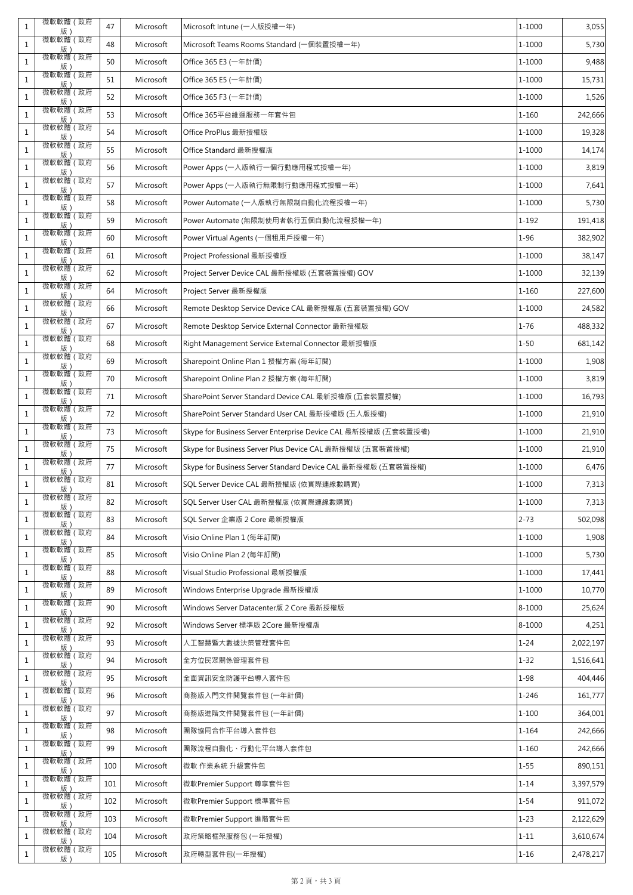| | | | | | | |
|---|---|---|---|---|---|---|
| 1 | 微軟軟體（政府版） | 47 | Microsoft | Microsoft Intune (一人版授權一年) | 1-1000 | 3,055 |
| 1 | 微軟軟體（政府版） | 48 | Microsoft | Microsoft Teams Rooms Standard (一個裝置授權一年) | 1-1000 | 5,730 |
| 1 | 微軟軟體（政府版） | 50 | Microsoft | Office 365 E3 (一年計價) | 1-1000 | 9,488 |
| 1 | 微軟軟體（政府版） | 51 | Microsoft | Office 365 E5 (一年計價) | 1-1000 | 15,731 |
| 1 | 微軟軟體（政府版） | 52 | Microsoft | Office 365 F3 (一年計價) | 1-1000 | 1,526 |
| 1 | 微軟軟體（政府版） | 53 | Microsoft | Office 365平台維運服務一年套件包 | 1-160 | 242,666 |
| 1 | 微軟軟體（政府版） | 54 | Microsoft | Office ProPlus 最新授權版 | 1-1000 | 19,328 |
| 1 | 微軟軟體（政府版） | 55 | Microsoft | Office Standard 最新授權版 | 1-1000 | 14,174 |
| 1 | 微軟軟體（政府版） | 56 | Microsoft | Power Apps (一人版執行一個行動應用程式授權一年) | 1-1000 | 3,819 |
| 1 | 微軟軟體（政府版） | 57 | Microsoft | Power Apps (一人版執行無限制行動應用程式授權一年) | 1-1000 | 7,641 |
| 1 | 微軟軟體（政府版） | 58 | Microsoft | Power Automate (一人版執行無限制自動化流程授權一年) | 1-1000 | 5,730 |
| 1 | 微軟軟體（政府版） | 59 | Microsoft | Power Automate (無限制使用者執行五個自動化流程授權一年) | 1-192 | 191,418 |
| 1 | 微軟軟體（政府版） | 60 | Microsoft | Power Virtual Agents (一個租用戶授權一年) | 1-96 | 382,902 |
| 1 | 微軟軟體（政府版） | 61 | Microsoft | Project Professional 最新授權版 | 1-1000 | 38,147 |
| 1 | 微軟軟體（政府版） | 62 | Microsoft | Project Server Device CAL 最新授權版 (五套裝置授權) GOV | 1-1000 | 32,139 |
| 1 | 微軟軟體（政府版） | 64 | Microsoft | Project Server 最新授權版 | 1-160 | 227,600 |
| 1 | 微軟軟體（政府版） | 66 | Microsoft | Remote Desktop Service Device CAL 最新授權版 (五套裝置授權) GOV | 1-1000 | 24,582 |
| 1 | 微軟軟體（政府版） | 67 | Microsoft | Remote Desktop Service External Connector 最新授權版 | 1-76 | 488,332 |
| 1 | 微軟軟體（政府版） | 68 | Microsoft | Right Management Service External Connector 最新授權版 | 1-50 | 681,142 |
| 1 | 微軟軟體（政府版） | 69 | Microsoft | Sharepoint Online Plan 1 授權方案 (每年訂閱) | 1-1000 | 1,908 |
| 1 | 微軟軟體（政府版） | 70 | Microsoft | Sharepoint Online Plan 2 授權方案 (每年訂閱) | 1-1000 | 3,819 |
| 1 | 微軟軟體（政府版） | 71 | Microsoft | SharePoint Server Standard Device CAL 最新授權版 (五套裝置授權) | 1-1000 | 16,793 |
| 1 | 微軟軟體（政府版） | 72 | Microsoft | SharePoint Server Standard User CAL 最新授權版 (五人版授權) | 1-1000 | 21,910 |
| 1 | 微軟軟體（政府版） | 73 | Microsoft | Skype for Business Server Enterprise Device CAL 最新授權版 (五套裝置授權) | 1-1000 | 21,910 |
| 1 | 微軟軟體（政府版） | 75 | Microsoft | Skype for Business Server Plus Device CAL 最新授權版 (五套裝置授權) | 1-1000 | 21,910 |
| 1 | 微軟軟體（政府版） | 77 | Microsoft | Skype for Business Server Standard Device CAL 最新授權版 (五套裝置授權) | 1-1000 | 6,476 |
| 1 | 微軟軟體（政府版） | 81 | Microsoft | SQL Server Device CAL 最新授權版 (依實際連線數購買) | 1-1000 | 7,313 |
| 1 | 微軟軟體（政府版） | 82 | Microsoft | SQL Server User CAL 最新授權版 (依實際連線數購買) | 1-1000 | 7,313 |
| 1 | 微軟軟體（政府版） | 83 | Microsoft | SQL Server 企業版 2 Core 最新授權版 | 2-73 | 502,098 |
| 1 | 微軟軟體（政府版） | 84 | Microsoft | Visio Online Plan 1 (每年訂閱) | 1-1000 | 1,908 |
| 1 | 微軟軟體（政府版） | 85 | Microsoft | Visio Online Plan 2 (每年訂閱) | 1-1000 | 5,730 |
| 1 | 微軟軟體（政府版） | 88 | Microsoft | Visual Studio Professional 最新授權版 | 1-1000 | 17,441 |
| 1 | 微軟軟體（政府版） | 89 | Microsoft | Windows Enterprise Upgrade 最新授權版 | 1-1000 | 10,770 |
| 1 | 微軟軟體（政府版） | 90 | Microsoft | Windows Server Datacenter版 2 Core 最新授權版 | 8-1000 | 25,624 |
| 1 | 微軟軟體（政府版） | 92 | Microsoft | Windows Server 標準版 2Core 最新授權版 | 8-1000 | 4,251 |
| 1 | 微軟軟體（政府版） | 93 | Microsoft | 人工智慧暨大數據決策管理套件包 | 1-24 | 2,022,197 |
| 1 | 微軟軟體（政府版） | 94 | Microsoft | 全方位民眾關係管理套件包 | 1-32 | 1,516,641 |
| 1 | 微軟軟體（政府版） | 95 | Microsoft | 全面資訊安全防護平台導入套件包 | 1-98 | 404,446 |
| 1 | 微軟軟體（政府版） | 96 | Microsoft | 商務版入門文件閱覽套件包 (一年計價) | 1-246 | 161,777 |
| 1 | 微軟軟體（政府版） | 97 | Microsoft | 商務版進階文件閱覽套件包 (一年計價) | 1-100 | 364,001 |
| 1 | 微軟軟體（政府版） | 98 | Microsoft | 團隊協同合作平台導入套件包 | 1-164 | 242,666 |
| 1 | 微軟軟體（政府版） | 99 | Microsoft | 團隊流程自動化、行動化平台導入套件包 | 1-160 | 242,666 |
| 1 | 微軟軟體（政府版） | 100 | Microsoft | 微軟 作業系統 升級套件包 | 1-55 | 890,151 |
| 1 | 微軟軟體（政府版） | 101 | Microsoft | 微軟Premier Support 尊享套件包 | 1-14 | 3,397,579 |
| 1 | 微軟軟體（政府版） | 102 | Microsoft | 微軟Premier Support 標準套件包 | 1-54 | 911,072 |
| 1 | 微軟軟體（政府版） | 103 | Microsoft | 微軟Premier Support 進階套件包 | 1-23 | 2,122,629 |
| 1 | 微軟軟體（政府版） | 104 | Microsoft | 政府策略框架服務包 (一年授權) | 1-11 | 3,610,674 |
| 1 | 微軟軟體（政府版） | 105 | Microsoft | 政府轉型套件包(一年授權) | 1-16 | 2,478,217 |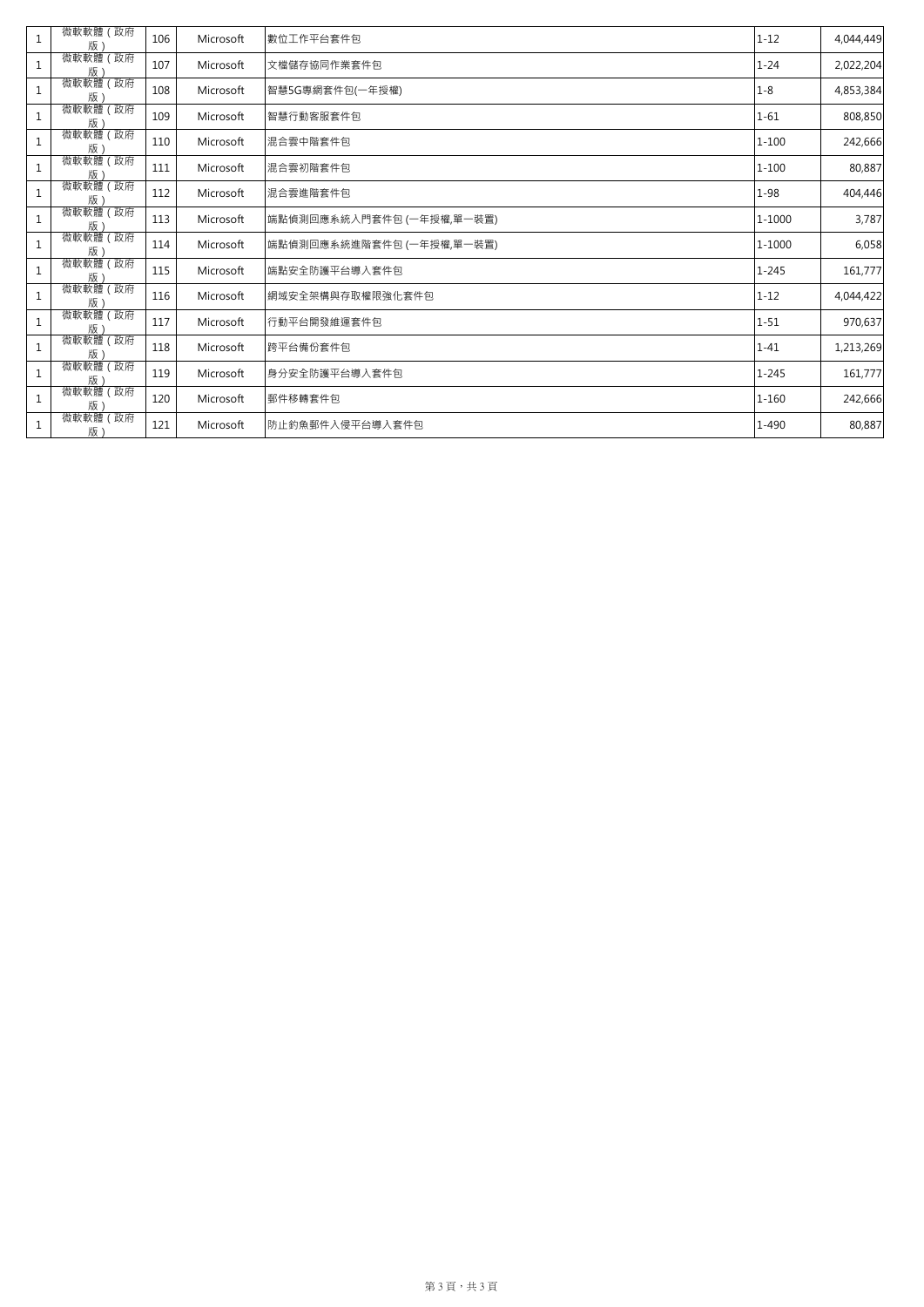| | | | | | | |
|---|---|---|---|---|---|---|
| 1 | 微軟軟體（政府版） | 106 | Microsoft | 數位工作平台套件包 | 1-12 | 4,044,449 |
| 1 | 微軟軟體（政府版） | 107 | Microsoft | 文檔儲存協同作業套件包 | 1-24 | 2,022,204 |
| 1 | 微軟軟體（政府版） | 108 | Microsoft | 智慧5G專網套件包(一年授權) | 1-8 | 4,853,384 |
| 1 | 微軟軟體（政府版） | 109 | Microsoft | 智慧行動客服套件包 | 1-61 | 808,850 |
| 1 | 微軟軟體（政府版） | 110 | Microsoft | 混合雲中階套件包 | 1-100 | 242,666 |
| 1 | 微軟軟體（政府版） | 111 | Microsoft | 混合雲初階套件包 | 1-100 | 80,887 |
| 1 | 微軟軟體（政府版） | 112 | Microsoft | 混合雲進階套件包 | 1-98 | 404,446 |
| 1 | 微軟軟體（政府版） | 113 | Microsoft | 端點偵測回應系統入門套件包 (一年授權,單一裝置) | 1-1000 | 3,787 |
| 1 | 微軟軟體（政府版） | 114 | Microsoft | 端點偵測回應系統進階套件包 (一年授權,單一裝置) | 1-1000 | 6,058 |
| 1 | 微軟軟體（政府版） | 115 | Microsoft | 端點安全防護平台導入套件包 | 1-245 | 161,777 |
| 1 | 微軟軟體（政府版） | 116 | Microsoft | 網域安全架構與存取權限強化套件包 | 1-12 | 4,044,422 |
| 1 | 微軟軟體（政府版） | 117 | Microsoft | 行動平台開發維運套件包 | 1-51 | 970,637 |
| 1 | 微軟軟體（政府版） | 118 | Microsoft | 跨平台備份套件包 | 1-41 | 1,213,269 |
| 1 | 微軟軟體（政府版） | 119 | Microsoft | 身分安全防護平台導入套件包 | 1-245 | 161,777 |
| 1 | 微軟軟體（政府版） | 120 | Microsoft | 郵件移轉套件包 | 1-160 | 242,666 |
| 1 | 微軟軟體（政府版） | 121 | Microsoft | 防止釣魚郵件入侵平台導入套件包 | 1-490 | 80,887 |